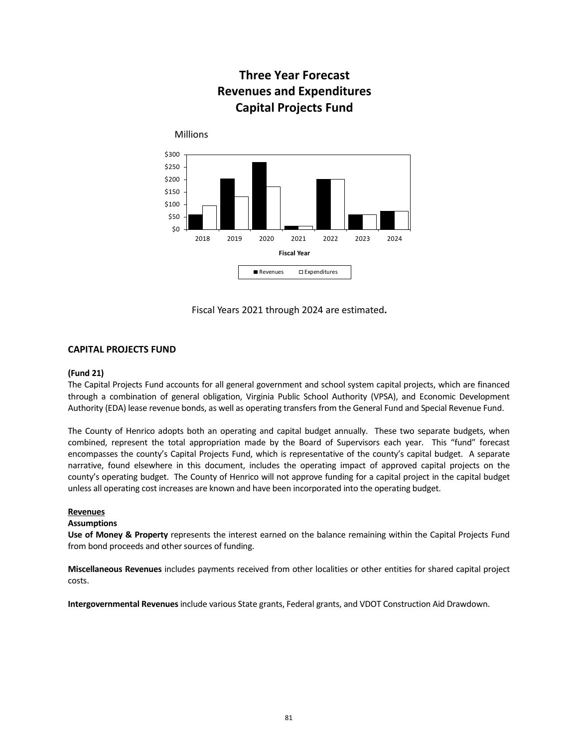# Three Year Forecast
# Revenues and Expenditures
# Capital Projects Fund

Fiscal Years 2021 through 2024 are estimated**.**

## CAPITAL PROJECTS FUND

**(Fund 21)**

The Capital Projects Fund accounts for all general government and school system capital projects, which are financed through a combination of general obligation, Virginia Public School Authority (VPSA), and Economic Development Authority (EDA) lease revenue bonds, as well as operating transfers from the General Fund and Special Revenue Fund.

The County of Henrico adopts both an operating and capital budget annually. These two separate budgets, when combined, represent the total appropriation made by the Board of Supervisors each year. This "fund" forecast encompasses the county's Capital Projects Fund, which is representative of the county's capital budget. A separate narrative, found elsewhere in this document, includes the operating impact of approved capital projects on the county's operating budget. The County of Henrico will not approve funding for a capital project in the capital budget unless all operating cost increases are known and have been incorporated into the operating budget.

**Revenues**

**Assumptions**

**Use of Money & Property** represents the interest earned on the balance remaining within the Capital Projects Fund from bond proceeds and other sources of funding.

**Miscellaneous Revenues** includes payments received from other localities or other entities for shared capital project costs.

**Intergovernmental Revenues** include various State grants, Federal grants, and VDOT Construction Aid Drawdown.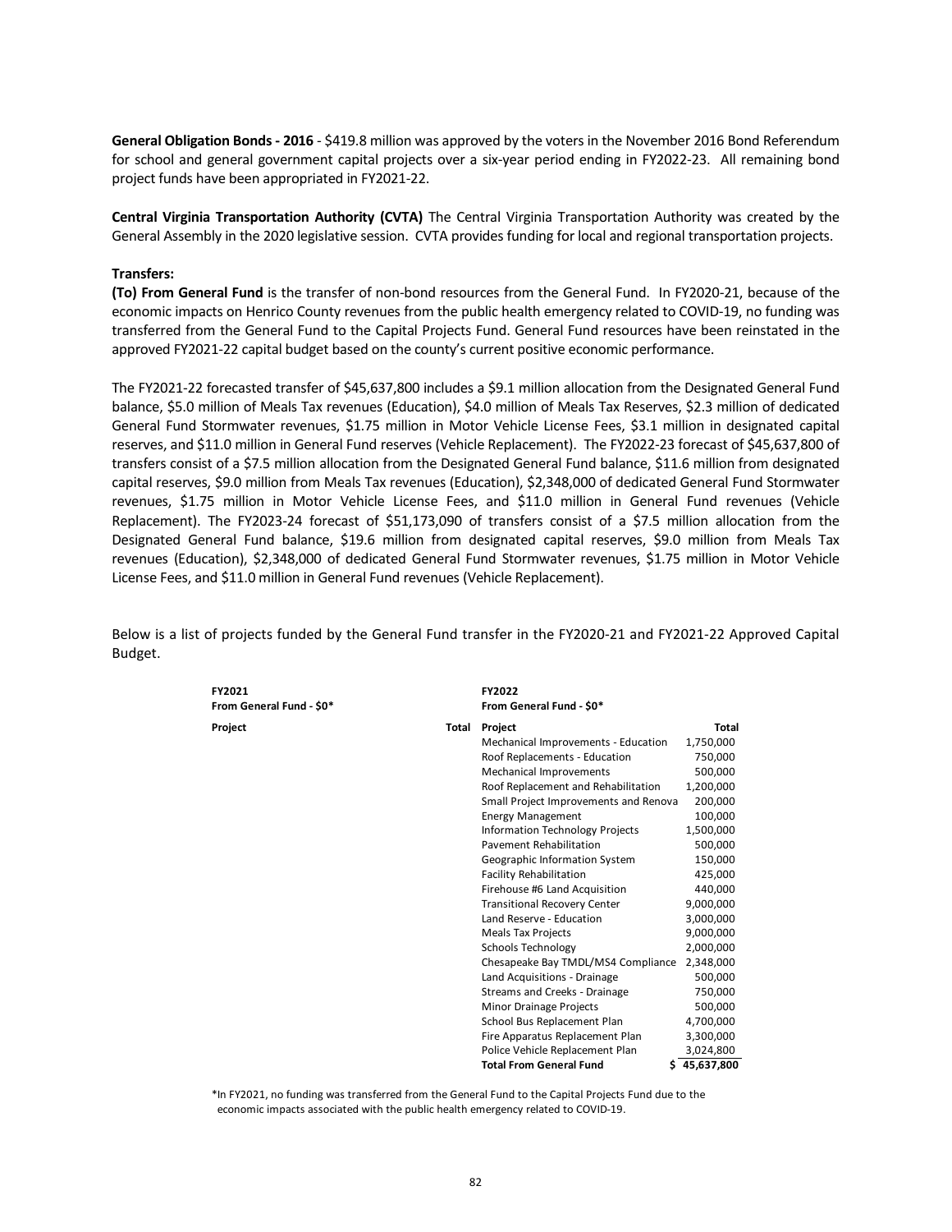**General Obligation Bonds - 2016** - $419.8 million was approved by the voters in the November 2016 Bond Referendum for school and general government capital projects over a six-year period ending in FY2022-23. All remaining bond project funds have been appropriated in FY2021-22.

**Central Virginia Transportation Authority (CVTA)** The Central Virginia Transportation Authority was created by the General Assembly in the 2020 legislative session. CVTA provides funding for local and regional transportation projects.

**Transfers:**

**(To) From General Fund** is the transfer of non-bond resources from the General Fund. In FY2020-21, because of the economic impacts on Henrico County revenues from the public health emergency related to COVID-19, no funding was transferred from the General Fund to the Capital Projects Fund. General Fund resources have been reinstated in the approved FY2021-22 capital budget based on the county's current positive economic performance.

The FY2021-22 forecasted transfer of $45,637,800 includes a $9.1 million allocation from the Designated General Fund balance, $5.0 million of Meals Tax revenues (Education), $4.0 million of Meals Tax Reserves, $2.3 million of dedicated General Fund Stormwater revenues, $1.75 million in Motor Vehicle License Fees, $3.1 million in designated capital reserves, and $11.0 million in General Fund reserves (Vehicle Replacement). The FY2022-23 forecast of $45,637,800 of transfers consist of a $7.5 million allocation from the Designated General Fund balance, $11.6 million from designated capital reserves, $9.0 million from Meals Tax revenues (Education), $2,348,000 of dedicated General Fund Stormwater revenues, $1.75 million in Motor Vehicle License Fees, and $11.0 million in General Fund revenues (Vehicle Replacement). The FY2023-24 forecast of $51,173,090 of transfers consist of a $7.5 million allocation from the Designated General Fund balance, $19.6 million from designated capital reserves, $9.0 million from Meals Tax revenues (Education), $2,348,000 of dedicated General Fund Stormwater revenues, $1.75 million in Motor Vehicle License Fees, and $11.0 million in General Fund revenues (Vehicle Replacement).

Below is a list of projects funded by the General Fund transfer in the FY2020-21 and FY2021-22 Approved Capital Budget.

| **FY2021 From General Fund - $0*** | | **FY2022 From General Fund - $0*** | |
|---|---|---|---|
| **Project** | **Total** | **Project** | **Total** |
| | | Mechanical Improvements - Education | 1,750,000 |
| | | Roof Replacements - Education | 750,000 |
| | | Mechanical Improvements | 500,000 |
| | | Roof Replacement and Rehabilitation | 1,200,000 |
| | | Small Project Improvements and Renova | 200,000 |
| | | Energy Management | 100,000 |
| | | Information Technology Projects | 1,500,000 |
| | | Pavement Rehabilitation | 500,000 |
| | | Geographic Information System | 150,000 |
| | | Facility Rehabilitation | 425,000 |
| | | Firehouse #6 Land Acquisition | 440,000 |
| | | Transitional Recovery Center | 9,000,000 |
| | | Land Reserve - Education | 3,000,000 |
| | | Meals Tax Projects | 9,000,000 |
| | | Schools Technology | 2,000,000 |
| | | Chesapeake Bay TMDL/MS4 Compliance | 2,348,000 |
| | | Land Acquisitions - Drainage | 500,000 |
| | | Streams and Creeks - Drainage | 750,000 |
| | | Minor Drainage Projects | 500,000 |
| | | School Bus Replacement Plan | 4,700,000 |
| | | Fire Apparatus Replacement Plan | 3,300,000 |
| | | Police Vehicle Replacement Plan | 3,024,800 |
| | | **Total From General Fund** | **$ 45,637,800** |

*In FY2021, no funding was transferred from the General Fund to the Capital Projects Fund due to the economic impacts associated with the public health emergency related to COVID-19.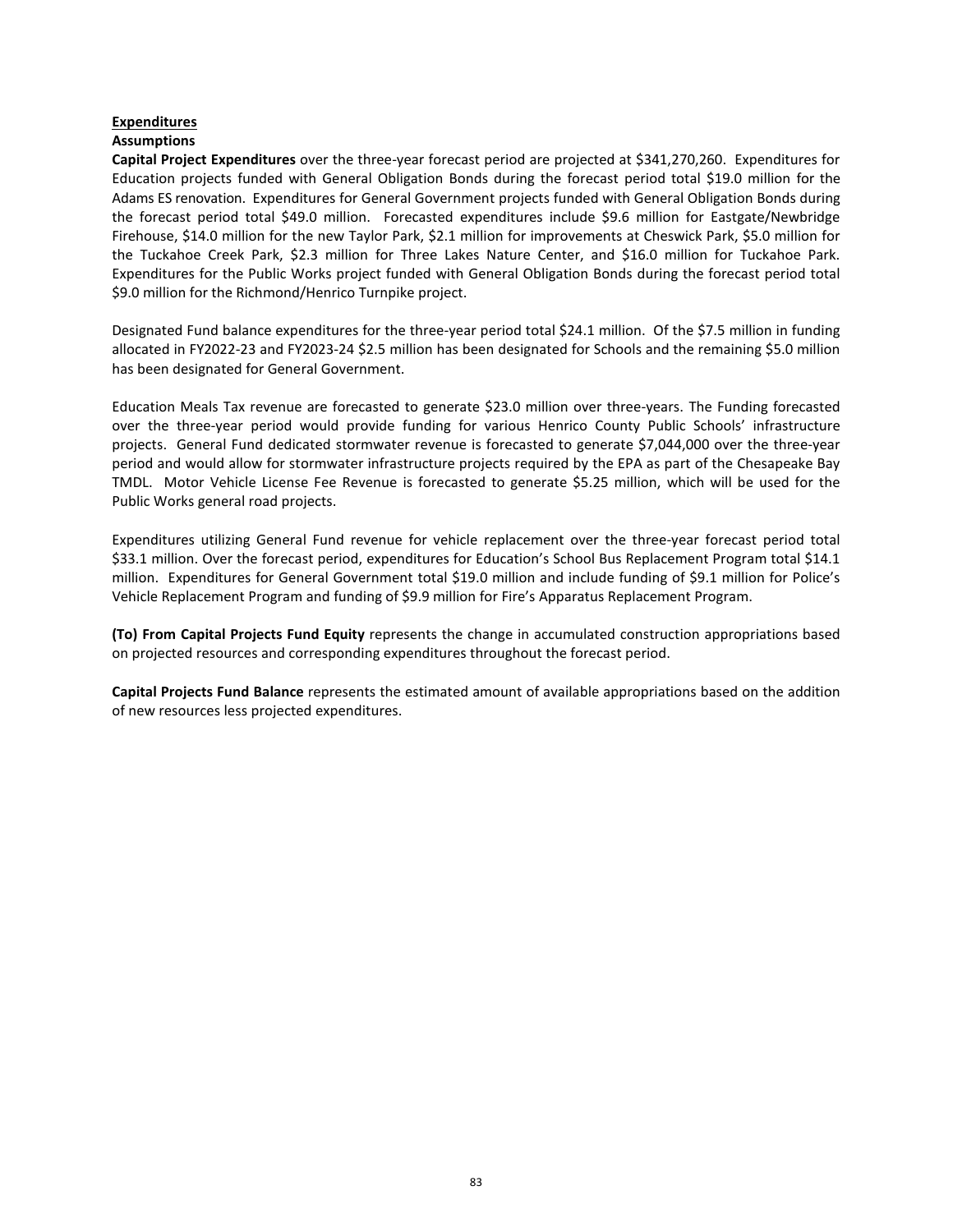**<u>Expenditures</u>**

**Assumptions**

**Capital Project Expenditures** over the three-year forecast period are projected at $341,270,260. Expenditures for Education projects funded with General Obligation Bonds during the forecast period total $19.0 million for the Adams ES renovation. Expenditures for General Government projects funded with General Obligation Bonds during the forecast period total $49.0 million. Forecasted expenditures include $9.6 million for Eastgate/Newbridge Firehouse, $14.0 million for the new Taylor Park, $2.1 million for improvements at Cheswick Park, $5.0 million for the Tuckahoe Creek Park, $2.3 million for Three Lakes Nature Center, and $16.0 million for Tuckahoe Park. Expenditures for the Public Works project funded with General Obligation Bonds during the forecast period total $9.0 million for the Richmond/Henrico Turnpike project.

Designated Fund balance expenditures for the three-year period total $24.1 million. Of the $7.5 million in funding allocated in FY2022-23 and FY2023-24 $2.5 million has been designated for Schools and the remaining $5.0 million has been designated for General Government.

Education Meals Tax revenue are forecasted to generate $23.0 million over three-years. The Funding forecasted over the three-year period would provide funding for various Henrico County Public Schools' infrastructure projects. General Fund dedicated stormwater revenue is forecasted to generate $7,044,000 over the three-year period and would allow for stormwater infrastructure projects required by the EPA as part of the Chesapeake Bay TMDL. Motor Vehicle License Fee Revenue is forecasted to generate $5.25 million, which will be used for the Public Works general road projects.

Expenditures utilizing General Fund revenue for vehicle replacement over the three-year forecast period total $33.1 million. Over the forecast period, expenditures for Education's School Bus Replacement Program total $14.1 million. Expenditures for General Government total $19.0 million and include funding of $9.1 million for Police's Vehicle Replacement Program and funding of $9.9 million for Fire's Apparatus Replacement Program.

**(To) From Capital Projects Fund Equity** represents the change in accumulated construction appropriations based on projected resources and corresponding expenditures throughout the forecast period.

**Capital Projects Fund Balance** represents the estimated amount of available appropriations based on the addition of new resources less projected expenditures.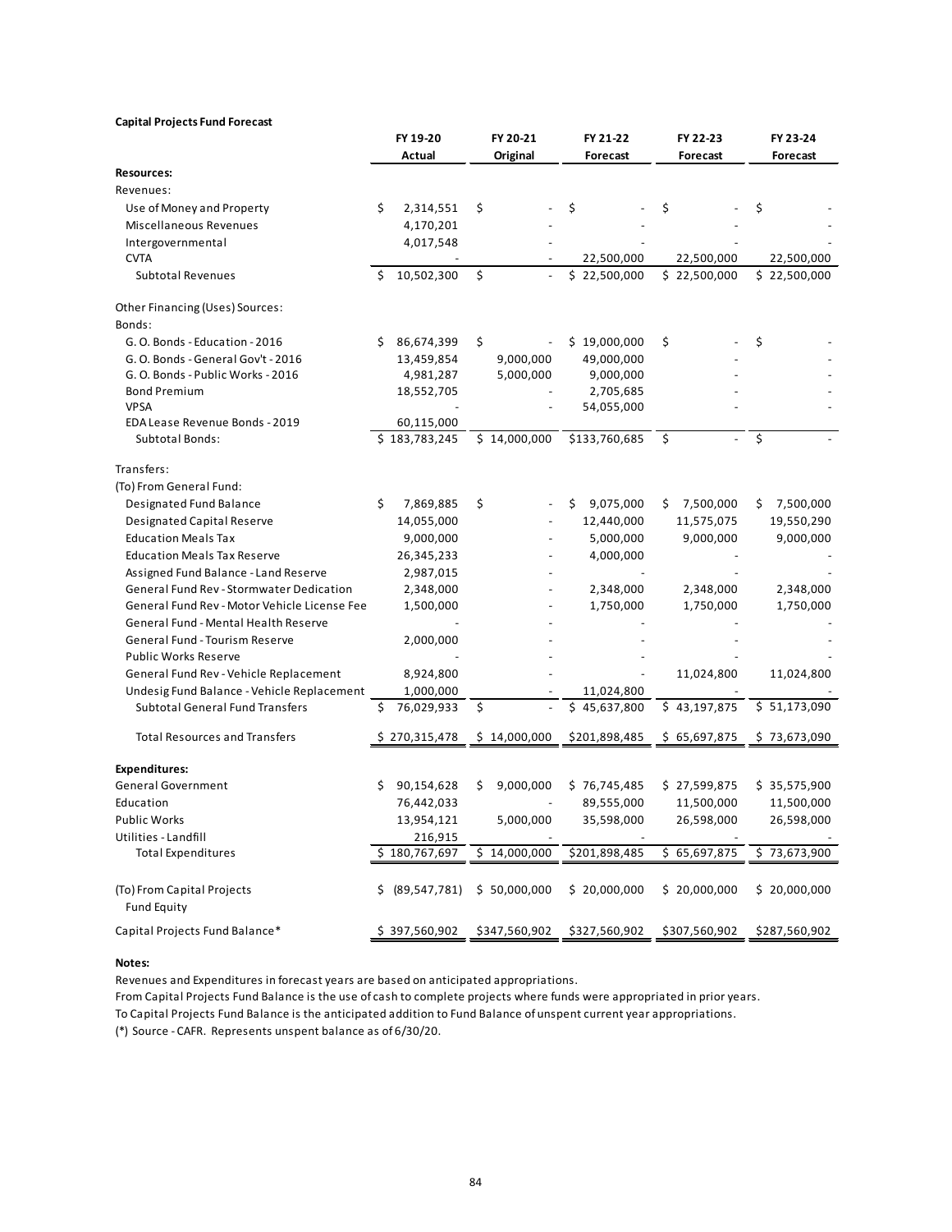**Capital Projects Fund Forecast**

| | FY 19-20 Actual | FY 20-21 Original | FY 21-22 Forecast | FY 22-23 Forecast | FY 23-24 Forecast |
|---|---|---|---|---|---|
| **Resources:** | | | | | |
| Revenues: | | | | | |
| Use of Money and Property | $ 2,314,551 | $ - | $ - | $ - | $ - |
| Miscellaneous Revenues | 4,170,201 | - | - | - | - |
| Intergovernmental | 4,017,548 | - | - | - | - |
| CVTA | - | - | 22,500,000 | 22,500,000 | 22,500,000 |
| Subtotal Revenues | $ 10,502,300 | $ - | $ 22,500,000 | $ 22,500,000 | $ 22,500,000 |
| Other Financing (Uses) Sources: | | | | | |
| Bonds: | | | | | |
| G. O. Bonds - Education - 2016 | $ 86,674,399 | $ - | $ 19,000,000 | $ - | $ - |
| G. O. Bonds - General Gov't - 2016 | 13,459,854 | 9,000,000 | 49,000,000 | - | - |
| G. O. Bonds - Public Works - 2016 | 4,981,287 | 5,000,000 | 9,000,000 | - | - |
| Bond Premium | 18,552,705 | - | 2,705,685 | - | - |
| VPSA | - | - | 54,055,000 | - | - |
| EDA Lease Revenue Bonds - 2019 | 60,115,000 | | | | |
| Subtotal Bonds: | $ 183,783,245 | $ 14,000,000 | $133,760,685 | $ - | $ - |
| Transfers: | | | | | |
| (To) From General Fund: | | | | | |
| Designated Fund Balance | $ 7,869,885 | $ - | $ 9,075,000 | $ 7,500,000 | $ 7,500,000 |
| Designated Capital Reserve | 14,055,000 | - | 12,440,000 | 11,575,075 | 19,550,290 |
| Education Meals Tax | 9,000,000 | - | 5,000,000 | 9,000,000 | 9,000,000 |
| Education Meals Tax Reserve | 26,345,233 | - | 4,000,000 | - | - |
| Assigned Fund Balance - Land Reserve | 2,987,015 | - | - | - | - |
| General Fund Rev - Stormwater Dedication | 2,348,000 | - | 2,348,000 | 2,348,000 | 2,348,000 |
| General Fund Rev - Motor Vehicle License Fee | 1,500,000 | - | 1,750,000 | 1,750,000 | 1,750,000 |
| General Fund - Mental Health Reserve | - | - | - | - | - |
| General Fund - Tourism Reserve | 2,000,000 | - | - | - | - |
| Public Works Reserve | - | - | - | - | - |
| General Fund Rev - Vehicle Replacement | 8,924,800 | - | - | 11,024,800 | 11,024,800 |
| Undesig Fund Balance - Vehicle Replacement | 1,000,000 | - | 11,024,800 | - | - |
| Subtotal General Fund Transfers | $ 76,029,933 | $ - | $ 45,637,800 | $ 43,197,875 | $ 51,173,090 |
| Total Resources and Transfers | $ 270,315,478 | $ 14,000,000 | $201,898,485 | $ 65,697,875 | $ 73,673,090 |
| **Expenditures:** | | | | | |
| General Government | $ 90,154,628 | $ 9,000,000 | $ 76,745,485 | $ 27,599,875 | $ 35,575,900 |
| Education | 76,442,033 | - | 89,555,000 | 11,500,000 | 11,500,000 |
| Public Works | 13,954,121 | 5,000,000 | 35,598,000 | 26,598,000 | 26,598,000 |
| Utilities - Landfill | 216,915 | - | - | - | - |
| Total Expenditures | $ 180,767,697 | $ 14,000,000 | $201,898,485 | $ 65,697,875 | $ 73,673,900 |
| (To) From Capital Projects Fund Equity | $ (89,547,781) | $ 50,000,000 | $ 20,000,000 | $ 20,000,000 | $ 20,000,000 |
| Capital Projects Fund Balance* | $ 397,560,902 | $347,560,902 | $327,560,902 | $307,560,902 | $287,560,902 |

**Notes:**

Revenues and Expenditures in forecast years are based on anticipated appropriations.

From Capital Projects Fund Balance is the use of cash to complete projects where funds were appropriated in prior years.

To Capital Projects Fund Balance is the anticipated addition to Fund Balance of unspent current year appropriations.

(*) Source - CAFR. Represents unspent balance as of 6/30/20.